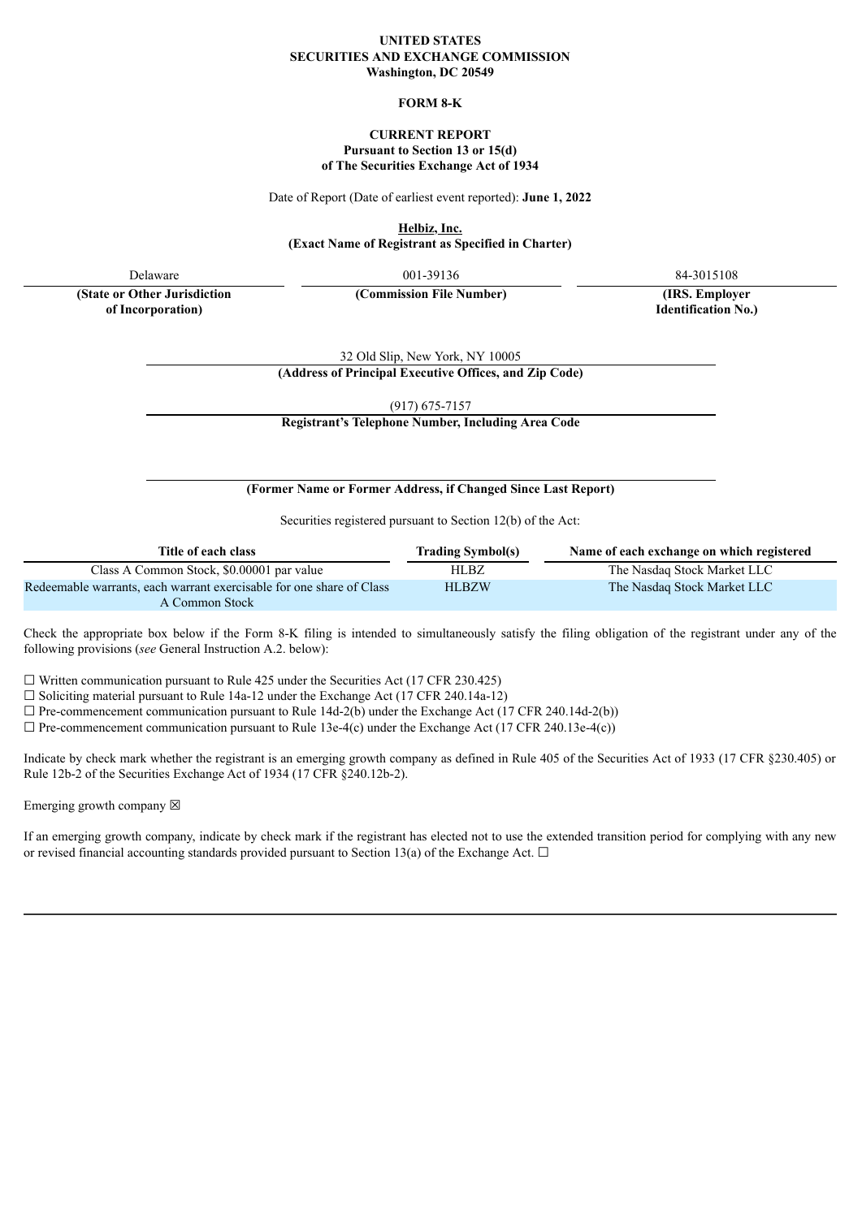**UNITED STATES**
**SECURITIES AND EXCHANGE COMMISSION**
**Washington, DC 20549**

**FORM 8-K**

**CURRENT REPORT**
**Pursuant to Section 13 or 15(d)**
**of The Securities Exchange Act of 1934**

Date of Report (Date of earliest event reported): **June 1, 2022**

**Helbiz, Inc.**
**(Exact Name of Registrant as Specified in Charter)**

| Delaware | 001-39136 | 84-3015108 |
|---|---|---|
| **(State or Other Jurisdiction of Incorporation)** | **(Commission File Number)** | **(IRS. Employer Identification No.)** |

32 Old Slip, New York, NY 10005
**(Address of Principal Executive Offices, and Zip Code)**

(917) 675-7157
**Registrant's Telephone Number, Including Area Code**

**(Former Name or Former Address, if Changed Since Last Report)**

Securities registered pursuant to Section 12(b) of the Act:

| Title of each class | Trading Symbol(s) | Name of each exchange on which registered |
|---|---|---|
| Class A Common Stock, $0.00001 par value | HLBZ | The Nasdaq Stock Market LLC |
| Redeemable warrants, each warrant exercisable for one share of Class A Common Stock | HLBZW | The Nasdaq Stock Market LLC |

Check the appropriate box below if the Form 8-K filing is intended to simultaneously satisfy the filing obligation of the registrant under any of the following provisions (*see* General Instruction A.2. below):

☐ Written communication pursuant to Rule 425 under the Securities Act (17 CFR 230.425)
☐ Soliciting material pursuant to Rule 14a-12 under the Exchange Act (17 CFR 240.14a-12)
☐ Pre-commencement communication pursuant to Rule 14d-2(b) under the Exchange Act (17 CFR 240.14d-2(b))
☐ Pre-commencement communication pursuant to Rule 13e-4(c) under the Exchange Act (17 CFR 240.13e-4(c))

Indicate by check mark whether the registrant is an emerging growth company as defined in Rule 405 of the Securities Act of 1933 (17 CFR §230.405) or Rule 12b-2 of the Securities Exchange Act of 1934 (17 CFR §240.12b-2).

Emerging growth company ☒

If an emerging growth company, indicate by check mark if the registrant has elected not to use the extended transition period for complying with any new or revised financial accounting standards provided pursuant to Section 13(a) of the Exchange Act. ☐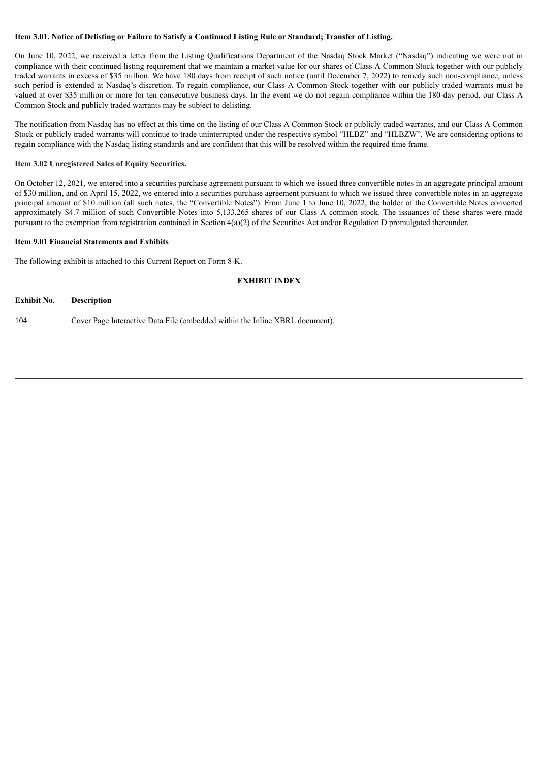**Item 3.01. Notice of Delisting or Failure to Satisfy a Continued Listing Rule or Standard; Transfer of Listing.**

On June 10, 2022, we received a letter from the Listing Qualifications Department of the Nasdaq Stock Market ("Nasdaq") indicating we were not in compliance with their continued listing requirement that we maintain a market value for our shares of Class A Common Stock together with our publicly traded warrants in excess of $35 million. We have 180 days from receipt of such notice (until December 7, 2022) to remedy such non-compliance, unless such period is extended at Nasdaq's discretion. To regain compliance, our Class A Common Stock together with our publicly traded warrants must be valued at over $35 million or more for ten consecutive business days. In the event we do not regain compliance within the 180-day period, our Class A Common Stock and publicly traded warrants may be subject to delisting.

The notification from Nasdaq has no effect at this time on the listing of our Class A Common Stock or publicly traded warrants, and our Class A Common Stock or publicly traded warrants will continue to trade uninterrupted under the respective symbol "HLBZ" and "HLBZW". We are considering options to regain compliance with the Nasdaq listing standards and are confident that this will be resolved within the required time frame.

**Item 3.02 Unregistered Sales of Equity Securities.**

On October 12, 2021, we entered into a securities purchase agreement pursuant to which we issued three convertible notes in an aggregate principal amount of $30 million, and on April 15, 2022, we entered into a securities purchase agreement pursuant to which we issued three convertible notes in an aggregate principal amount of $10 million (all such notes, the "Convertible Notes"). From June 1 to June 10, 2022, the holder of the Convertible Notes converted approximately $4.7 million of such Convertible Notes into 5,133,265 shares of our Class A common stock. The issuances of these shares were made pursuant to the exemption from registration contained in Section 4(a)(2) of the Securities Act and/or Regulation D promulgated thereunder.

**Item 9.01 Financial Statements and Exhibits**

The following exhibit is attached to this Current Report on Form 8-K.

**EXHIBIT INDEX**

| Exhibit No. | Description |
|---|---|
| 104 | Cover Page Interactive Data File (embedded within the Inline XBRL document). |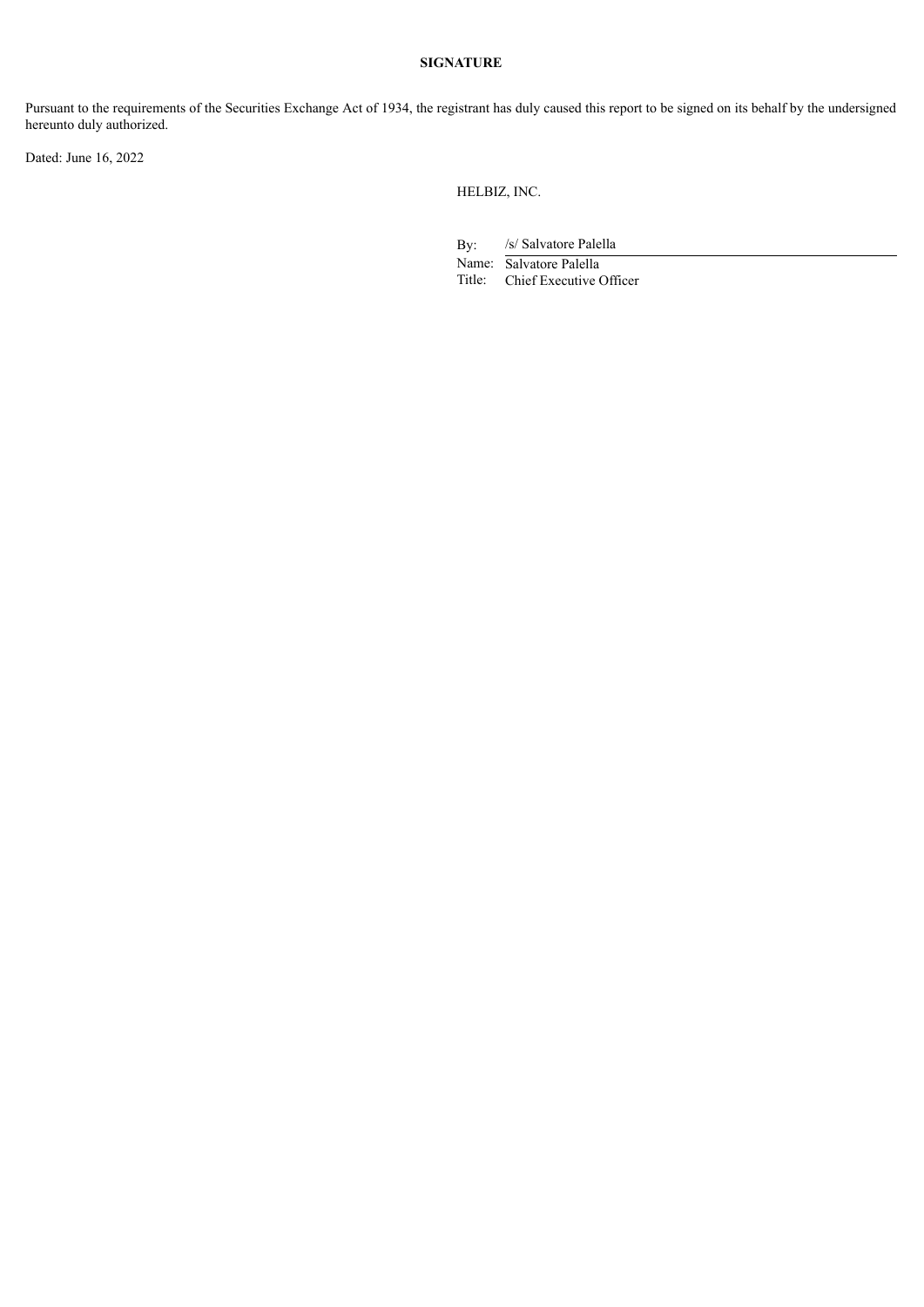**SIGNATURE**

Pursuant to the requirements of the Securities Exchange Act of 1934, the registrant has duly caused this report to be signed on its behalf by the undersigned hereunto duly authorized.

Dated: June 16, 2022

HELBIZ, INC.

By: /s/ Salvatore Palella

Name: Salvatore Palella

Title: Chief Executive Officer